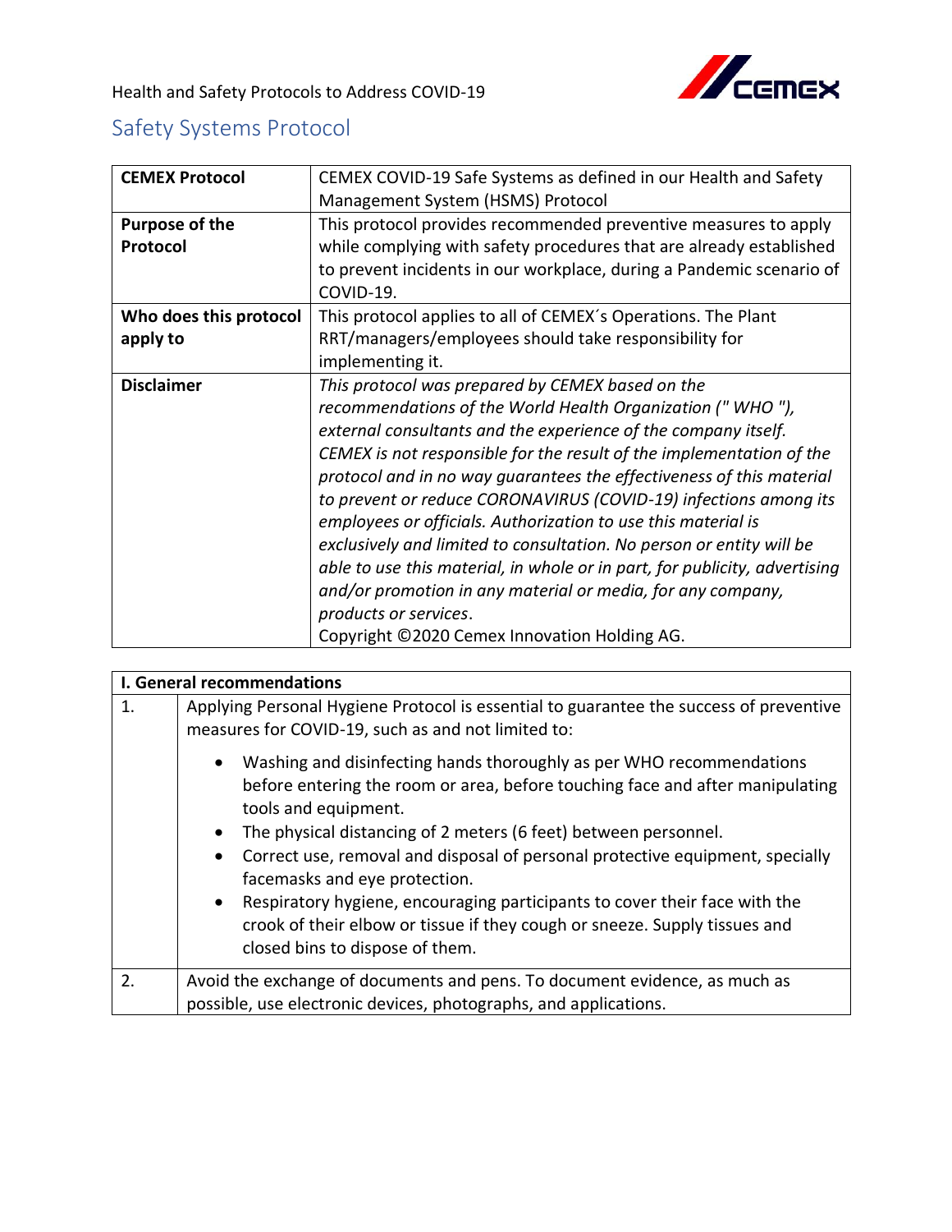Health and Safety Protocols to Address COVID-19

## Safety Systems Protocol

| **CEMEX Protocol** | CEMEX COVID-19 Safe Systems as defined in our Health and Safety Management System (HSMS) Protocol |
|---|---|
| **Purpose of the Protocol** | This protocol provides recommended preventive measures to apply while complying with safety procedures that are already established to prevent incidents in our workplace, during a Pandemic scenario of COVID-19. |
| **Who does this protocol apply to** | This protocol applies to all of CEMEX´s Operations. The Plant RRT/managers/employees should take responsibility for implementing it. |
| **Disclaimer** | *This protocol was prepared by CEMEX based on the recommendations of the World Health Organization (" WHO "), external consultants and the experience of the company itself. CEMEX is not responsible for the result of the implementation of the protocol and in no way guarantees the effectiveness of this material to prevent or reduce CORONAVIRUS (COVID-19) infections among its employees or officials. Authorization to use this material is exclusively and limited to consultation. No person or entity will be able to use this material, in whole or in part, for publicity, advertising and/or promotion in any material or media, for any company, products or services*. Copyright ©2020 Cemex Innovation Holding AG. |

| **I. General recommendations** | |
|---|---|
| 1. | Applying Personal Hygiene Protocol is essential to guarantee the success of preventive measures for COVID-19, such as and not limited to:<br>• Washing and disinfecting hands thoroughly as per WHO recommendations before entering the room or area, before touching face and after manipulating tools and equipment.<br>• The physical distancing of 2 meters (6 feet) between personnel.<br>• Correct use, removal and disposal of personal protective equipment, specially facemasks and eye protection.<br>• Respiratory hygiene, encouraging participants to cover their face with the crook of their elbow or tissue if they cough or sneeze. Supply tissues and closed bins to dispose of them. |
| 2. | Avoid the exchange of documents and pens. To document evidence, as much as possible, use electronic devices, photographs, and applications. |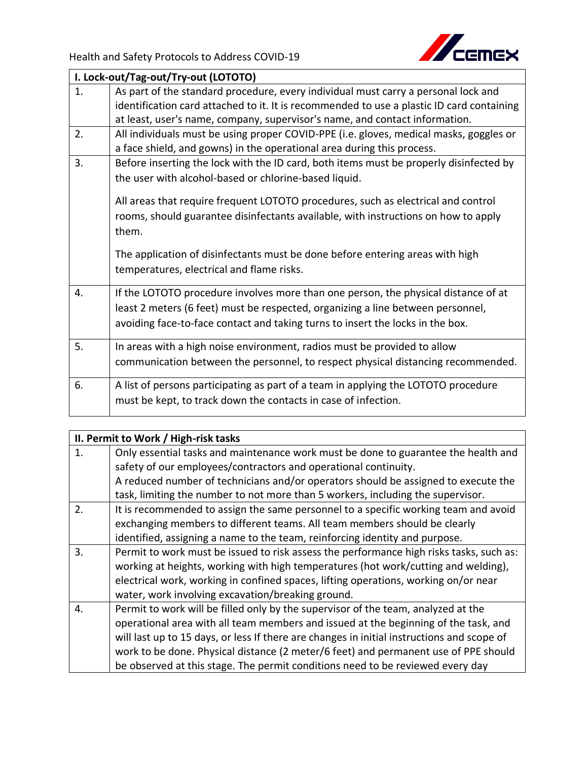| I. Lock-out/Tag-out/Try-out (LOTOTO) | |
|---|---|
| 1. | As part of the standard procedure, every individual must carry a personal lock and identification card attached to it. It is recommended to use a plastic ID card containing at least, user's name, company, supervisor's name, and contact information. |
| 2. | All individuals must be using proper COVID-PPE (i.e. gloves, medical masks, goggles or a face shield, and gowns) in the operational area during this process. |
| 3. | Before inserting the lock with the ID card, both items must be properly disinfected by the user with alcohol-based or chlorine-based liquid.<br><br>All areas that require frequent LOTOTO procedures, such as electrical and control rooms, should guarantee disinfectants available, with instructions on how to apply them.<br><br>The application of disinfectants must be done before entering areas with high temperatures, electrical and flame risks. |
| 4. | If the LOTOTO procedure involves more than one person, the physical distance of at least 2 meters (6 feet) must be respected, organizing a line between personnel, avoiding face-to-face contact and taking turns to insert the locks in the box. |
| 5. | In areas with a high noise environment, radios must be provided to allow communication between the personnel, to respect physical distancing recommended. |
| 6. | A list of persons participating as part of a team in applying the LOTOTO procedure must be kept, to track down the contacts in case of infection. |

| II. Permit to Work / High-risk tasks | |
|---|---|
| 1. | Only essential tasks and maintenance work must be done to guarantee the health and safety of our employees/contractors and operational continuity.<br>A reduced number of technicians and/or operators should be assigned to execute the task, limiting the number to not more than 5 workers, including the supervisor. |
| 2. | It is recommended to assign the same personnel to a specific working team and avoid exchanging members to different teams. All team members should be clearly identified, assigning a name to the team, reinforcing identity and purpose. |
| 3. | Permit to work must be issued to risk assess the performance high risks tasks, such as: working at heights, working with high temperatures (hot work/cutting and welding), electrical work, working in confined spaces, lifting operations, working on/or near water, work involving excavation/breaking ground. |
| 4. | Permit to work will be filled only by the supervisor of the team, analyzed at the operational area with all team members and issued at the beginning of the task, and will last up to 15 days, or less If there are changes in initial instructions and scope of work to be done. Physical distance (2 meter/6 feet) and permanent use of PPE should be observed at this stage. The permit conditions need to be reviewed every day |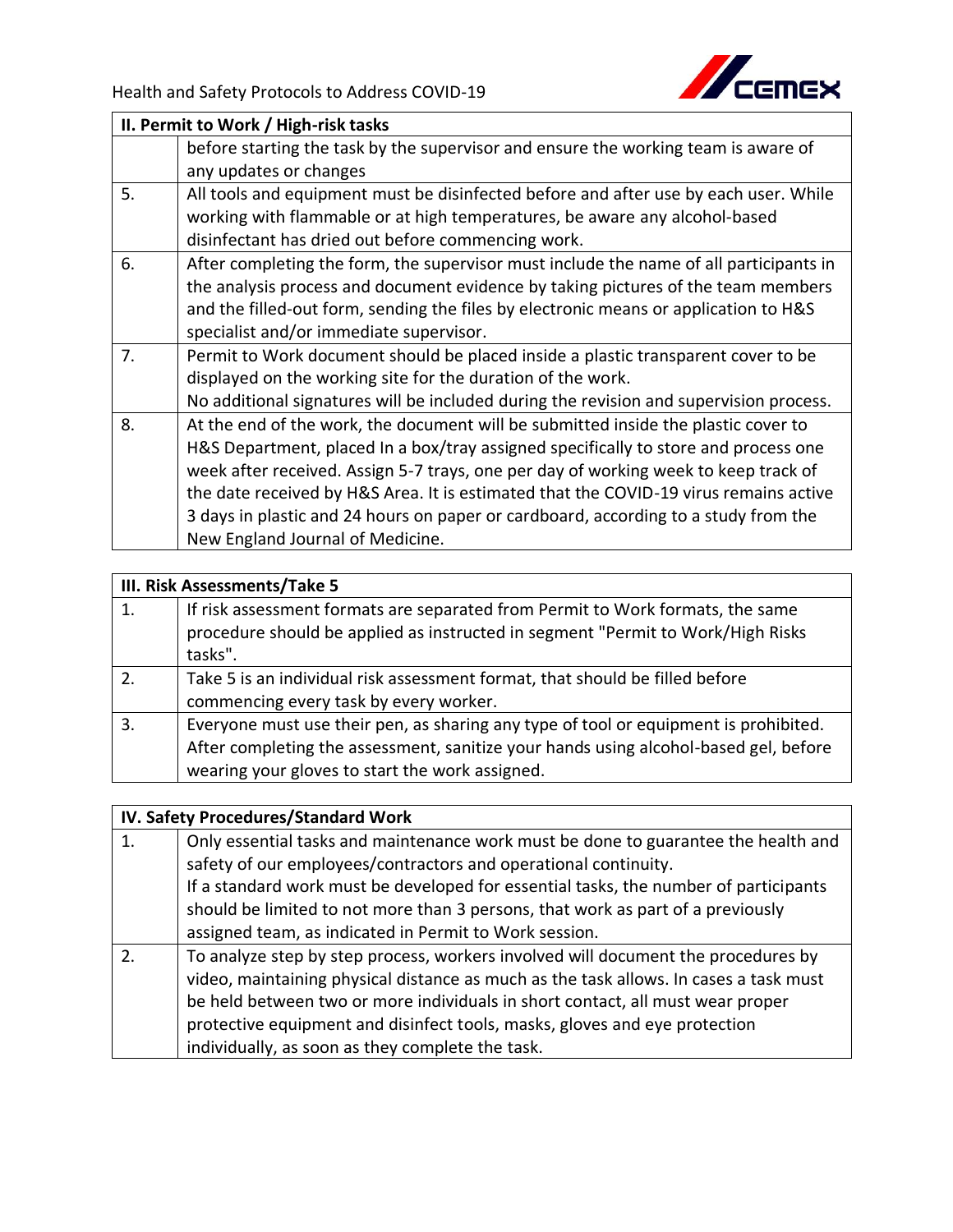| II. Permit to Work / High-risk tasks | |
|---|---|
| | before starting the task by the supervisor and ensure the working team is aware of any updates or changes |
| 5. | All tools and equipment must be disinfected before and after use by each user. While working with flammable or at high temperatures, be aware any alcohol-based disinfectant has dried out before commencing work. |
| 6. | After completing the form, the supervisor must include the name of all participants in the analysis process and document evidence by taking pictures of the team members and the filled-out form, sending the files by electronic means or application to H&S specialist and/or immediate supervisor. |
| 7. | Permit to Work document should be placed inside a plastic transparent cover to be displayed on the working site for the duration of the work.<br>No additional signatures will be included during the revision and supervision process. |
| 8. | At the end of the work, the document will be submitted inside the plastic cover to H&S Department, placed In a box/tray assigned specifically to store and process one week after received. Assign 5-7 trays, one per day of working week to keep track of the date received by H&S Area. It is estimated that the COVID-19 virus remains active 3 days in plastic and 24 hours on paper or cardboard, according to a study from the New England Journal of Medicine. |

| III. Risk Assessments/Take 5 | |
|---|---|
| 1. | If risk assessment formats are separated from Permit to Work formats, the same procedure should be applied as instructed in segment "Permit to Work/High Risks tasks". |
| 2. | Take 5 is an individual risk assessment format, that should be filled before commencing every task by every worker. |
| 3. | Everyone must use their pen, as sharing any type of tool or equipment is prohibited. After completing the assessment, sanitize your hands using alcohol-based gel, before wearing your gloves to start the work assigned. |

| IV. Safety Procedures/Standard Work | |
|---|---|
| 1. | Only essential tasks and maintenance work must be done to guarantee the health and safety of our employees/contractors and operational continuity.<br>If a standard work must be developed for essential tasks, the number of participants should be limited to not more than 3 persons, that work as part of a previously assigned team, as indicated in Permit to Work session. |
| 2. | To analyze step by step process, workers involved will document the procedures by video, maintaining physical distance as much as the task allows. In cases a task must be held between two or more individuals in short contact, all must wear proper protective equipment and disinfect tools, masks, gloves and eye protection individually, as soon as they complete the task. |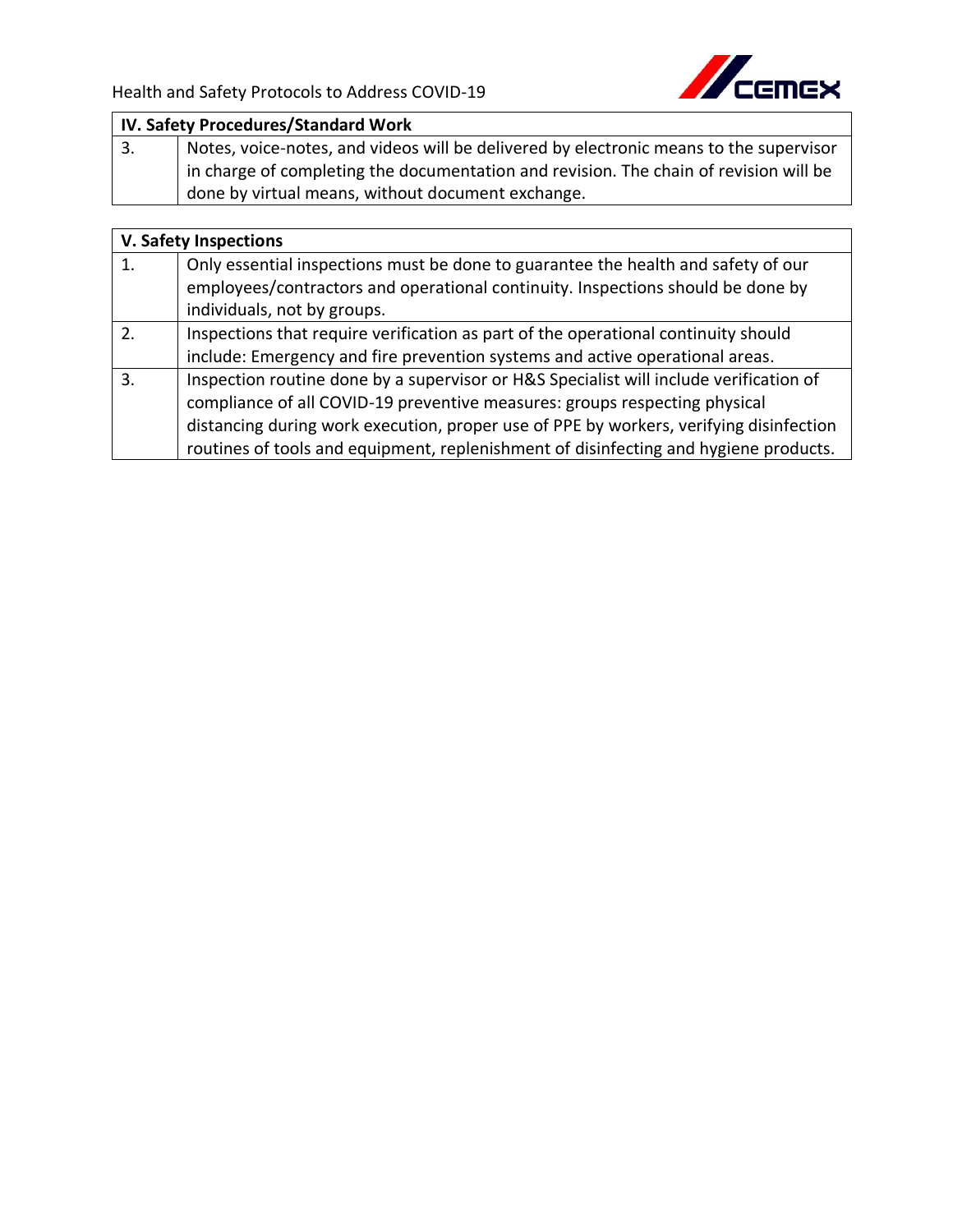| IV. Safety Procedures/Standard Work | |
|---|---|
| 3. | Notes, voice-notes, and videos will be delivered by electronic means to the supervisor in charge of completing the documentation and revision. The chain of revision will be done by virtual means, without document exchange. |

| V. Safety Inspections | |
|---|---|
| 1. | Only essential inspections must be done to guarantee the health and safety of our employees/contractors and operational continuity. Inspections should be done by individuals, not by groups. |
| 2. | Inspections that require verification as part of the operational continuity should include: Emergency and fire prevention systems and active operational areas. |
| 3. | Inspection routine done by a supervisor or H&S Specialist will include verification of compliance of all COVID-19 preventive measures: groups respecting physical distancing during work execution, proper use of PPE by workers, verifying disinfection routines of tools and equipment, replenishment of disinfecting and hygiene products. |